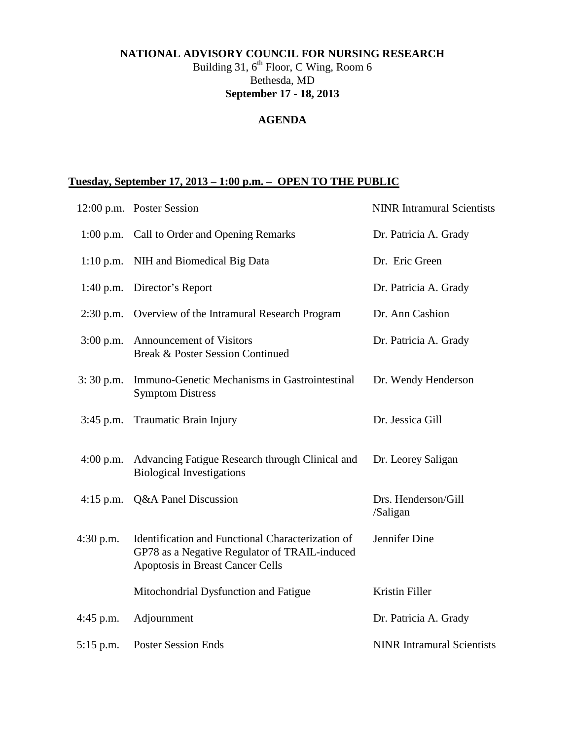**NATIONAL ADVISORY COUNCIL FOR NURSING RESEARCH**

Building 31, 6th Floor, C Wing, Room 6

Bethesda, MD

**September 17 - 18, 2013**

**AGENDA**

## Tuesday, September 17, 2013 – 1:00 p.m. – OPEN TO THE PUBLIC

| Time | Item | Presenter |
|---|---|---|
| 12:00 p.m. | Poster Session | NINR Intramural Scientists |
| 1:00 p.m. | Call to Order and Opening Remarks | Dr. Patricia A. Grady |
| 1:10 p.m. | NIH and Biomedical Big Data | Dr. Eric Green |
| 1:40 p.m. | Director's Report | Dr. Patricia A. Grady |
| 2:30 p.m. | Overview of the Intramural Research Program | Dr. Ann Cashion |
| 3:00 p.m. | Announcement of Visitors<br>Break & Poster Session Continued | Dr. Patricia A. Grady |
| 3: 30 p.m. | Immuno-Genetic Mechanisms in Gastrointestinal Symptom Distress | Dr. Wendy Henderson |
| 3:45 p.m. | Traumatic Brain Injury | Dr. Jessica Gill |
| 4:00 p.m. | Advancing Fatigue Research through Clinical and Biological Investigations | Dr. Leorey Saligan |
| 4:15 p.m. | Q&A Panel Discussion | Drs. Henderson/Gill /Saligan |
| 4:30 p.m. | Identification and Functional Characterization of GP78 as a Negative Regulator of TRAIL-induced Apoptosis in Breast Cancer Cells | Jennifer Dine |
| | Mitochondrial Dysfunction and Fatigue | Kristin Filler |
| 4:45 p.m. | Adjournment | Dr. Patricia A. Grady |
| 5:15 p.m. | Poster Session Ends | NINR Intramural Scientists |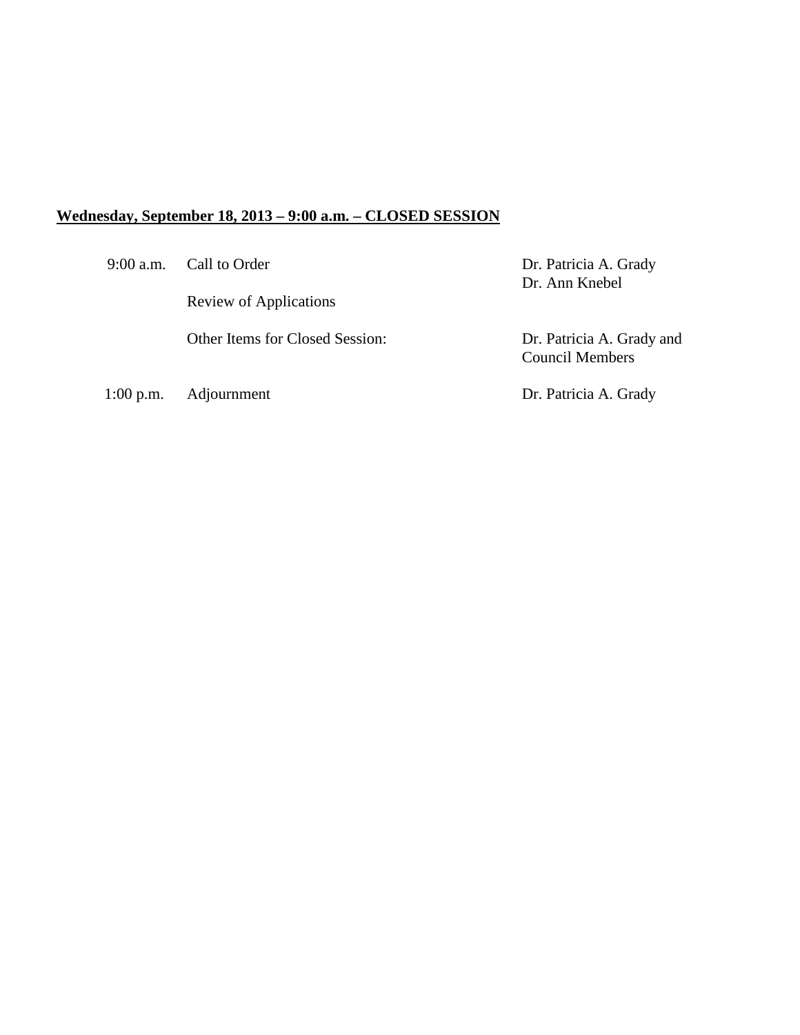**<u>Wednesday, September 18, 2013 – 9:00 a.m. – CLOSED SESSION</u>**

| | | |
|---|---|---|
| 9:00 a.m. | Call to Order | Dr. Patricia A. Grady<br>Dr. Ann Knebel |
| | Review of Applications | |
| | Other Items for Closed Session: | Dr. Patricia A. Grady and Council Members |
| 1:00 p.m. | Adjournment | Dr. Patricia A. Grady |